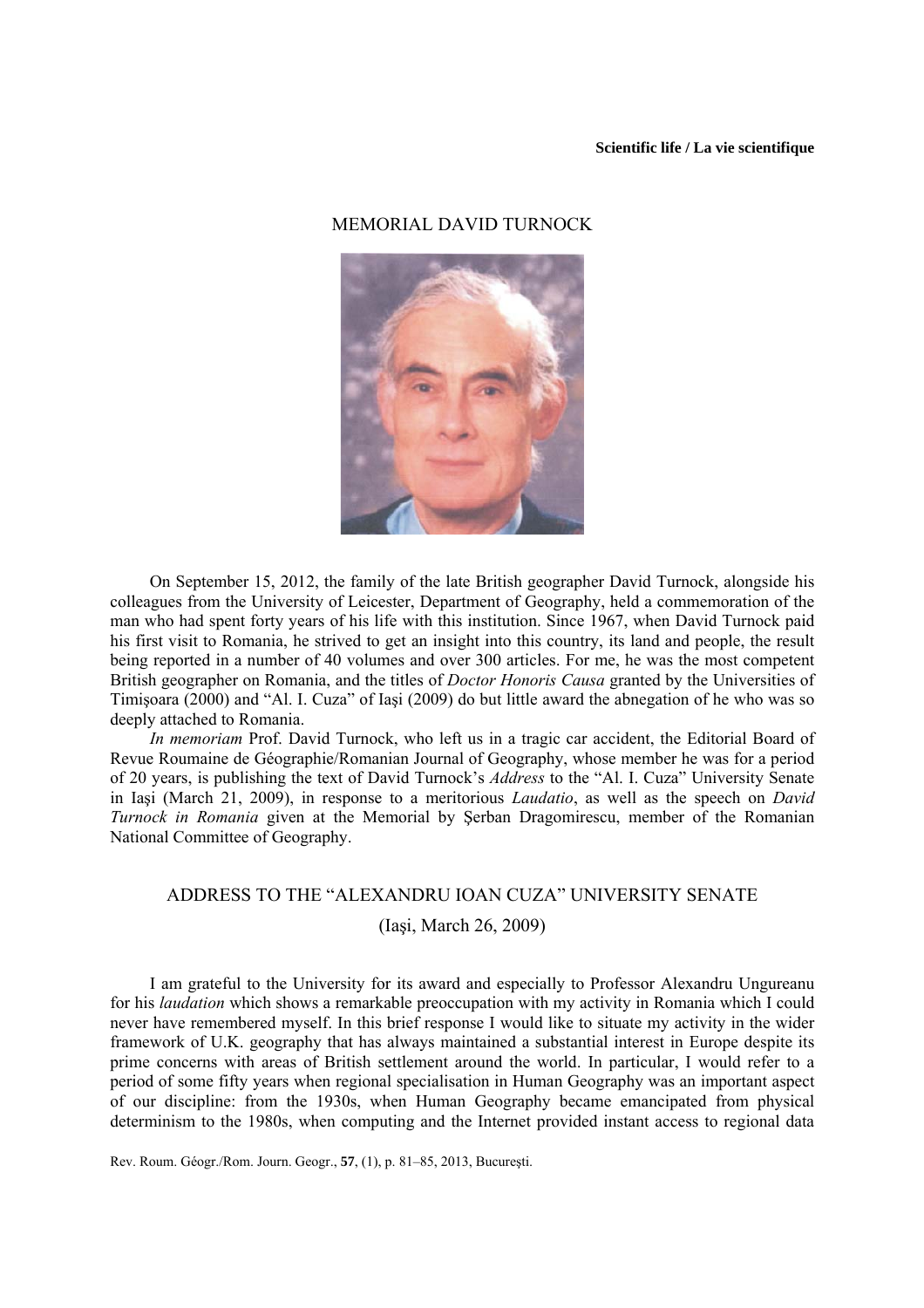**Scientific life / La vie scientifique**

# MEMORIAL DAVID TURNOCK

On September 15, 2012, the family of the late British geographer David Turnock, alongside his colleagues from the University of Leicester, Department of Geography, held a commemoration of the man who had spent forty years of his life with this institution. Since 1967, when David Turnock paid his first visit to Romania, he strived to get an insight into this country, its land and people, the result being reported in a number of 40 volumes and over 300 articles. For me, he was the most competent British geographer on Romania, and the titles of *Doctor Honoris Causa* granted by the Universities of Timişoara (2000) and "Al. I. Cuza" of Iaşi (2009) do but little award the abnegation of he who was so deeply attached to Romania.

*In memoriam* Prof. David Turnock, who left us in a tragic car accident, the Editorial Board of Revue Roumaine de Géographie/Romanian Journal of Geography, whose member he was for a period of 20 years, is publishing the text of David Turnock's *Address* to the "Al. I. Cuza" University Senate in Iaşi (March 21, 2009), in response to a meritorious *Laudatio*, as well as the speech on *David Turnock in Romania* given at the Memorial by Şerban Dragomirescu, member of the Romanian National Committee of Geography.

## ADDRESS TO THE "ALEXANDRU IOAN CUZA" UNIVERSITY SENATE

## (Iaşi, March 26, 2009)

I am grateful to the University for its award and especially to Professor Alexandru Ungureanu for his *laudation* which shows a remarkable preoccupation with my activity in Romania which I could never have remembered myself. In this brief response I would like to situate my activity in the wider framework of U.K. geography that has always maintained a substantial interest in Europe despite its prime concerns with areas of British settlement around the world. In particular, I would refer to a period of some fifty years when regional specialisation in Human Geography was an important aspect of our discipline: from the 1930s, when Human Geography became emancipated from physical determinism to the 1980s, when computing and the Internet provided instant access to regional data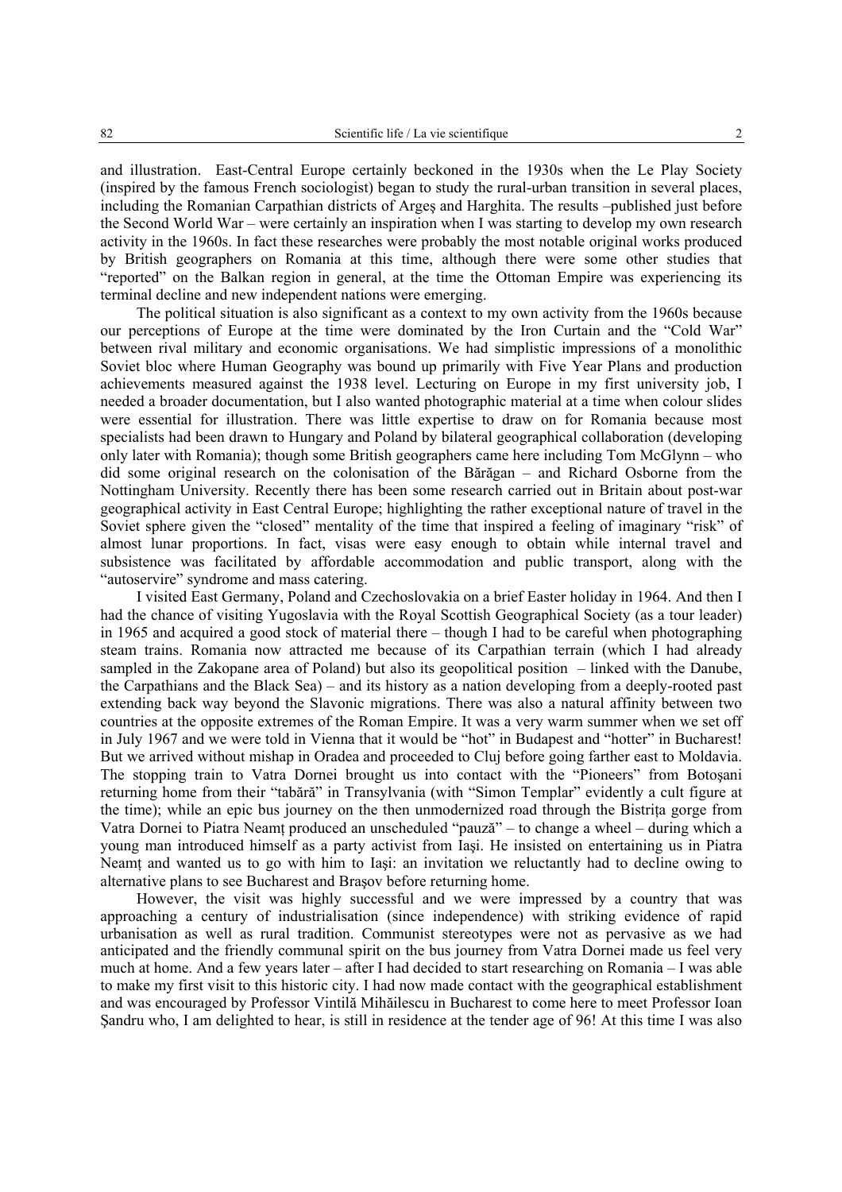and illustration. East-Central Europe certainly beckoned in the 1930s when the Le Play Society (inspired by the famous French sociologist) began to study the rural-urban transition in several places, including the Romanian Carpathian districts of Argeş and Harghita. The results –published just before the Second World War – were certainly an inspiration when I was starting to develop my own research activity in the 1960s. In fact these researches were probably the most notable original works produced by British geographers on Romania at this time, although there were some other studies that "reported" on the Balkan region in general, at the time the Ottoman Empire was experiencing its terminal decline and new independent nations were emerging.

The political situation is also significant as a context to my own activity from the 1960s because our perceptions of Europe at the time were dominated by the Iron Curtain and the "Cold War" between rival military and economic organisations. We had simplistic impressions of a monolithic Soviet bloc where Human Geography was bound up primarily with Five Year Plans and production achievements measured against the 1938 level. Lecturing on Europe in my first university job, I needed a broader documentation, but I also wanted photographic material at a time when colour slides were essential for illustration. There was little expertise to draw on for Romania because most specialists had been drawn to Hungary and Poland by bilateral geographical collaboration (developing only later with Romania); though some British geographers came here including Tom McGlynn – who did some original research on the colonisation of the Bărăgan – and Richard Osborne from the Nottingham University. Recently there has been some research carried out in Britain about post-war geographical activity in East Central Europe; highlighting the rather exceptional nature of travel in the Soviet sphere given the "closed" mentality of the time that inspired a feeling of imaginary "risk" of almost lunar proportions. In fact, visas were easy enough to obtain while internal travel and subsistence was facilitated by affordable accommodation and public transport, along with the "autoservire" syndrome and mass catering.

I visited East Germany, Poland and Czechoslovakia on a brief Easter holiday in 1964. And then I had the chance of visiting Yugoslavia with the Royal Scottish Geographical Society (as a tour leader) in 1965 and acquired a good stock of material there – though I had to be careful when photographing steam trains. Romania now attracted me because of its Carpathian terrain (which I had already sampled in the Zakopane area of Poland) but also its geopolitical position – linked with the Danube, the Carpathians and the Black Sea) – and its history as a nation developing from a deeply-rooted past extending back way beyond the Slavonic migrations. There was also a natural affinity between two countries at the opposite extremes of the Roman Empire. It was a very warm summer when we set off in July 1967 and we were told in Vienna that it would be "hot" in Budapest and "hotter" in Bucharest! But we arrived without mishap in Oradea and proceeded to Cluj before going farther east to Moldavia. The stopping train to Vatra Dornei brought us into contact with the "Pioneers" from Botoşani returning home from their "tabără" in Transylvania (with "Simon Templar" evidently a cult figure at the time); while an epic bus journey on the then unmodernized road through the Bistriţa gorge from Vatra Dornei to Piatra Neamţ produced an unscheduled "pauză" – to change a wheel – during which a young man introduced himself as a party activist from Iaşi. He insisted on entertaining us in Piatra Neamţ and wanted us to go with him to Iaşi: an invitation we reluctantly had to decline owing to alternative plans to see Bucharest and Braşov before returning home.

However, the visit was highly successful and we were impressed by a country that was approaching a century of industrialisation (since independence) with striking evidence of rapid urbanisation as well as rural tradition. Communist stereotypes were not as pervasive as we had anticipated and the friendly communal spirit on the bus journey from Vatra Dornei made us feel very much at home. And a few years later – after I had decided to start researching on Romania – I was able to make my first visit to this historic city. I had now made contact with the geographical establishment and was encouraged by Professor Vintilă Mihăilescu in Bucharest to come here to meet Professor Ioan Şandru who, I am delighted to hear, is still in residence at the tender age of 96! At this time I was also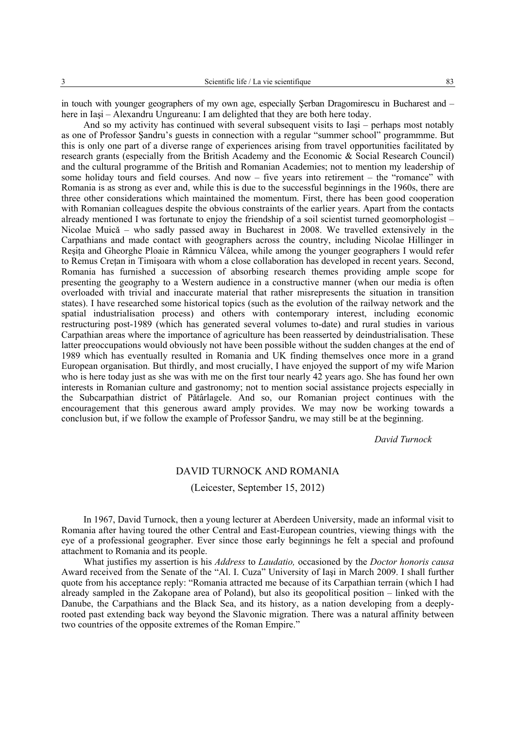in touch with younger geographers of my own age, especially Şerban Dragomirescu in Bucharest and – here in Iaşi – Alexandru Ungureanu: I am delighted that they are both here today.

And so my activity has continued with several subsequent visits to Iaşi – perhaps most notably as one of Professor Şandru's guests in connection with a regular "summer school" programmme. But this is only one part of a diverse range of experiences arising from travel opportunities facilitated by research grants (especially from the British Academy and the Economic & Social Research Council) and the cultural programme of the British and Romanian Academies; not to mention my leadership of some holiday tours and field courses. And now – five years into retirement – the "romance" with Romania is as strong as ever and, while this is due to the successful beginnings in the 1960s, there are three other considerations which maintained the momentum. First, there has been good cooperation with Romanian colleagues despite the obvious constraints of the earlier years. Apart from the contacts already mentioned I was fortunate to enjoy the friendship of a soil scientist turned geomorphologist – Nicolae Muică – who sadly passed away in Bucharest in 2008. We travelled extensively in the Carpathians and made contact with geographers across the country, including Nicolae Hillinger in Reşiţa and Gheorghe Ploaie in Râmnicu Vâlcea, while among the younger geographers I would refer to Remus Creţan in Timişoara with whom a close collaboration has developed in recent years. Second, Romania has furnished a succession of absorbing research themes providing ample scope for presenting the geography to a Western audience in a constructive manner (when our media is often overloaded with trivial and inaccurate material that rather misrepresents the situation in transition states). I have researched some historical topics (such as the evolution of the railway network and the spatial industrialisation process) and others with contemporary interest, including economic restructuring post-1989 (which has generated several volumes to-date) and rural studies in various Carpathian areas where the importance of agriculture has been reasserted by deindustrialisation. These latter preoccupations would obviously not have been possible without the sudden changes at the end of 1989 which has eventually resulted in Romania and UK finding themselves once more in a grand European organisation. But thirdly, and most crucially, I have enjoyed the support of my wife Marion who is here today just as she was with me on the first tour nearly 42 years ago. She has found her own interests in Romanian culture and gastronomy; not to mention social assistance projects especially in the Subcarpathian district of Pătârlagele. And so, our Romanian project continues with the encouragement that this generous award amply provides. We may now be working towards a conclusion but, if we follow the example of Professor Şandru, we may still be at the beginning.

*David Turnock*

## DAVID TURNOCK AND ROMANIA

(Leicester, September 15, 2012)

In 1967, David Turnock, then a young lecturer at Aberdeen University, made an informal visit to Romania after having toured the other Central and East-European countries, viewing things with the eye of a professional geographer. Ever since those early beginnings he felt a special and profound attachment to Romania and its people.

What justifies my assertion is his *Address* to *Laudatio,* occasioned by the *Doctor honoris causa* Award received from the Senate of the "Al. I. Cuza" University of Iaşi in March 2009. I shall further quote from his acceptance reply: "Romania attracted me because of its Carpathian terrain (which I had already sampled in the Zakopane area of Poland), but also its geopolitical position – linked with the Danube, the Carpathians and the Black Sea, and its history, as a nation developing from a deeply-rooted past extending back way beyond the Slavonic migration. There was a natural affinity between two countries of the opposite extremes of the Roman Empire."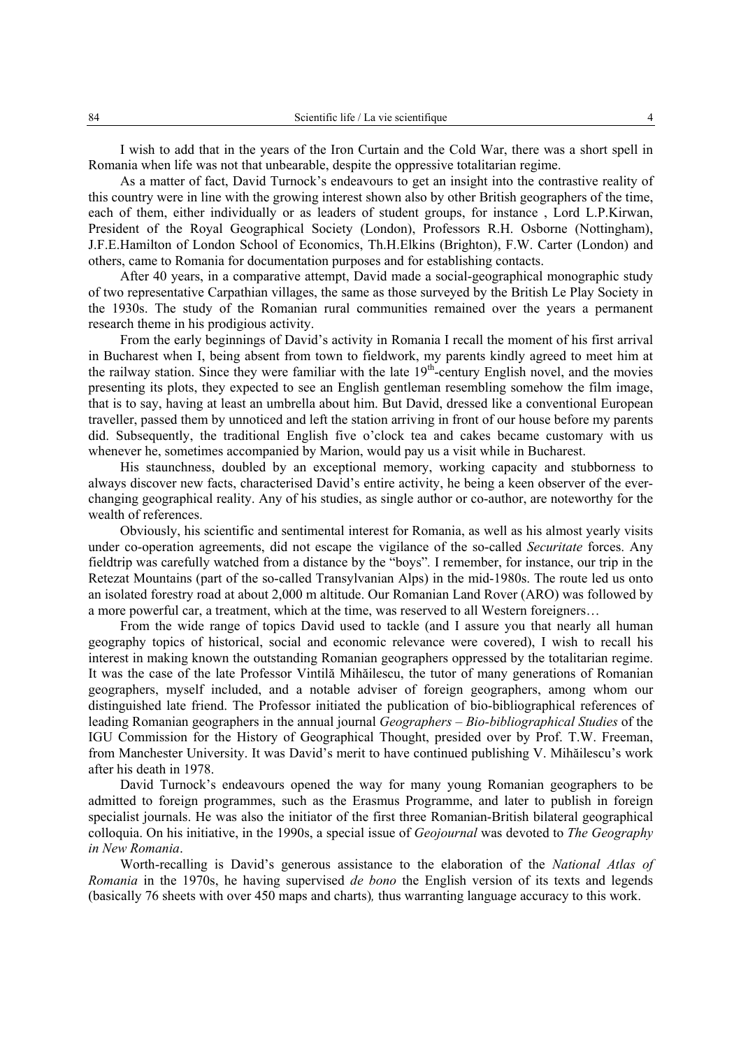I wish to add that in the years of the Iron Curtain and the Cold War, there was a short spell in Romania when life was not that unbearable, despite the oppressive totalitarian regime.

As a matter of fact, David Turnock's endeavours to get an insight into the contrastive reality of this country were in line with the growing interest shown also by other British geographers of the time, each of them, either individually or as leaders of student groups, for instance , Lord L.P.Kirwan, President of the Royal Geographical Society (London), Professors R.H. Osborne (Nottingham), J.F.E.Hamilton of London School of Economics, Th.H.Elkins (Brighton), F.W. Carter (London) and others, came to Romania for documentation purposes and for establishing contacts.

After 40 years, in a comparative attempt, David made a social-geographical monographic study of two representative Carpathian villages, the same as those surveyed by the British Le Play Society in the 1930s. The study of the Romanian rural communities remained over the years a permanent research theme in his prodigious activity.

From the early beginnings of David's activity in Romania I recall the moment of his first arrival in Bucharest when I, being absent from town to fieldwork, my parents kindly agreed to meet him at the railway station. Since they were familiar with the late 19th-century English novel, and the movies presenting its plots, they expected to see an English gentleman resembling somehow the film image, that is to say, having at least an umbrella about him. But David, dressed like a conventional European traveller, passed them by unnoticed and left the station arriving in front of our house before my parents did. Subsequently, the traditional English five o'clock tea and cakes became customary with us whenever he, sometimes accompanied by Marion, would pay us a visit while in Bucharest.

His staunchness, doubled by an exceptional memory, working capacity and stubborness to always discover new facts, characterised David's entire activity, he being a keen observer of the ever-changing geographical reality. Any of his studies, as single author or co-author, are noteworthy for the wealth of references.

Obviously, his scientific and sentimental interest for Romania, as well as his almost yearly visits under co-operation agreements, did not escape the vigilance of the so-called *Securitate* forces. Any fieldtrip was carefully watched from a distance by the "boys". I remember, for instance, our trip in the Retezat Mountains (part of the so-called Transylvanian Alps) in the mid-1980s. The route led us onto an isolated forestry road at about 2,000 m altitude. Our Romanian Land Rover (ARO) was followed by a more powerful car, a treatment, which at the time, was reserved to all Western foreigners…

From the wide range of topics David used to tackle (and I assure you that nearly all human geography topics of historical, social and economic relevance were covered), I wish to recall his interest in making known the outstanding Romanian geographers oppressed by the totalitarian regime. It was the case of the late Professor Vintilă Mihăilescu, the tutor of many generations of Romanian geographers, myself included, and a notable adviser of foreign geographers, among whom our distinguished late friend. The Professor initiated the publication of bio-bibliographical references of leading Romanian geographers in the annual journal *Geographers – Bio-bibliographical Studies* of the IGU Commission for the History of Geographical Thought, presided over by Prof. T.W. Freeman, from Manchester University. It was David's merit to have continued publishing V. Mihăilescu's work after his death in 1978.

David Turnock's endeavours opened the way for many young Romanian geographers to be admitted to foreign programmes, such as the Erasmus Programme, and later to publish in foreign specialist journals. He was also the initiator of the first three Romanian-British bilateral geographical colloquia. On his initiative, in the 1990s, a special issue of *Geojournal* was devoted to *The Geography in New Romania*.

Worth-recalling is David's generous assistance to the elaboration of the *National Atlas of Romania* in the 1970s, he having supervised *de bono* the English version of its texts and legends (basically 76 sheets with over 450 maps and charts), thus warranting language accuracy to this work.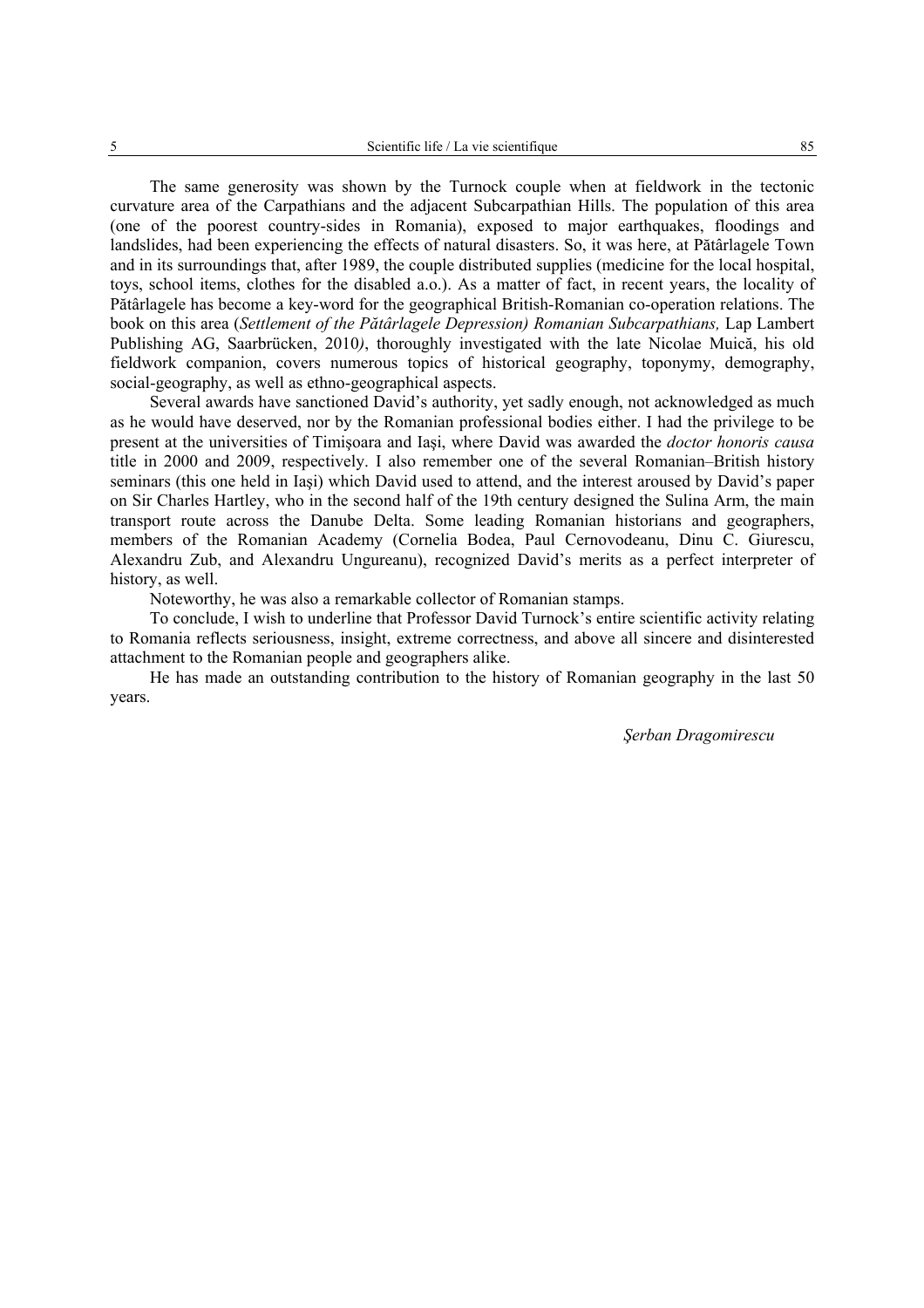The same generosity was shown by the Turnock couple when at fieldwork in the tectonic curvature area of the Carpathians and the adjacent Subcarpathian Hills. The population of this area (one of the poorest country-sides in Romania), exposed to major earthquakes, floodings and landslides, had been experiencing the effects of natural disasters. So, it was here, at Pătârlagele Town and in its surroundings that, after 1989, the couple distributed supplies (medicine for the local hospital, toys, school items, clothes for the disabled a.o.). As a matter of fact, in recent years, the locality of Pătârlagele has become a key-word for the geographical British-Romanian co-operation relations. The book on this area (*Settlement of the Pătârlagele Depression) Romanian Subcarpathians,* Lap Lambert Publishing AG, Saarbrücken, 2010*)*, thoroughly investigated with the late Nicolae Muică, his old fieldwork companion, covers numerous topics of historical geography, toponymy, demography, social-geography, as well as ethno-geographical aspects.

Several awards have sanctioned David's authority, yet sadly enough, not acknowledged as much as he would have deserved, nor by the Romanian professional bodies either. I had the privilege to be present at the universities of Timişoara and Iaşi, where David was awarded the *doctor honoris causa* title in 2000 and 2009, respectively. I also remember one of the several Romanian–British history seminars (this one held in Iaşi) which David used to attend, and the interest aroused by David's paper on Sir Charles Hartley, who in the second half of the 19th century designed the Sulina Arm, the main transport route across the Danube Delta. Some leading Romanian historians and geographers, members of the Romanian Academy (Cornelia Bodea, Paul Cernovodeanu, Dinu C. Giurescu, Alexandru Zub, and Alexandru Ungureanu), recognized David's merits as a perfect interpreter of history, as well.

Noteworthy, he was also a remarkable collector of Romanian stamps.

To conclude, I wish to underline that Professor David Turnock's entire scientific activity relating to Romania reflects seriousness, insight, extreme correctness, and above all sincere and disinterested attachment to the Romanian people and geographers alike.

He has made an outstanding contribution to the history of Romanian geography in the last 50 years.

*Şerban Dragomirescu*